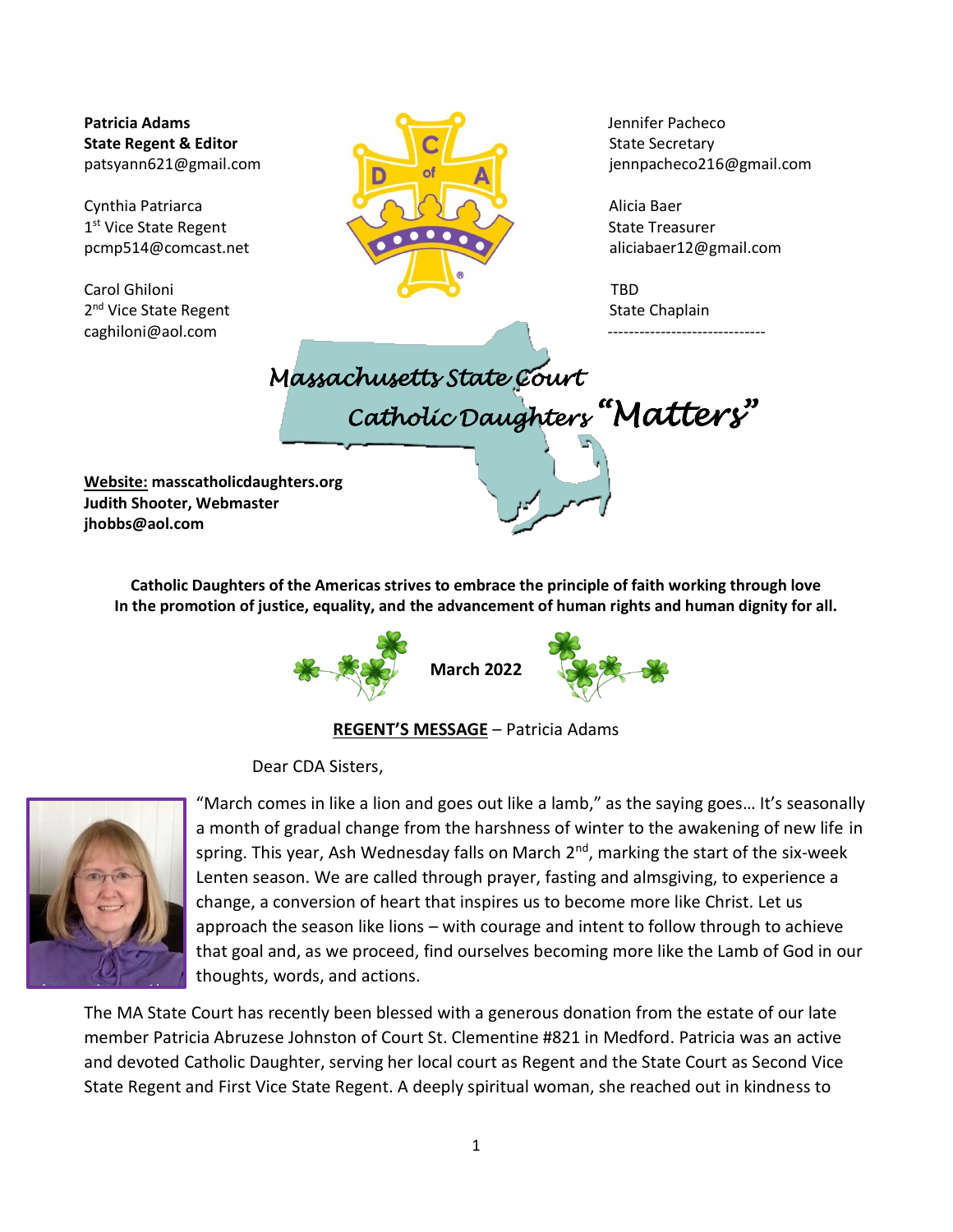**Patricia Adams**
**State Regent & Editor**
patsyann621@gmail.com

Cynthia Patriarca
1st Vice State Regent
pcmp514@comcast.net

Carol Ghiloni
2nd Vice State Regent
caghiloni@aol.com

Jennifer Pacheco
State Secretary
jennpacheco216@gmail.com

Alicia Baer
State Treasurer
aliciabaer12@gmail.com

TBD
State Chaplain

# *Massachusetts State Court Catholic Daughters "Matters"*

**Website:** **masscatholicdaughters.org**
**Judith Shooter, Webmaster**
**jhobbs@aol.com**

**Catholic Daughters of the Americas strives to embrace the principle of faith working through love In the promotion of justice, equality, and the advancement of human rights and human dignity for all.**

**March 2022**

**REGENT'S MESSAGE** – Patricia Adams

Dear CDA Sisters,

"March comes in like a lion and goes out like a lamb," as the saying goes… It's seasonally a month of gradual change from the harshness of winter to the awakening of new life in spring. This year, Ash Wednesday falls on March 2nd, marking the start of the six-week Lenten season. We are called through prayer, fasting and almsgiving, to experience a change, a conversion of heart that inspires us to become more like Christ. Let us approach the season like lions – with courage and intent to follow through to achieve that goal and, as we proceed, find ourselves becoming more like the Lamb of God in our thoughts, words, and actions.

The MA State Court has recently been blessed with a generous donation from the estate of our late member Patricia Abruzese Johnston of Court St. Clementine #821 in Medford. Patricia was an active and devoted Catholic Daughter, serving her local court as Regent and the State Court as Second Vice State Regent and First Vice State Regent. A deeply spiritual woman, she reached out in kindness to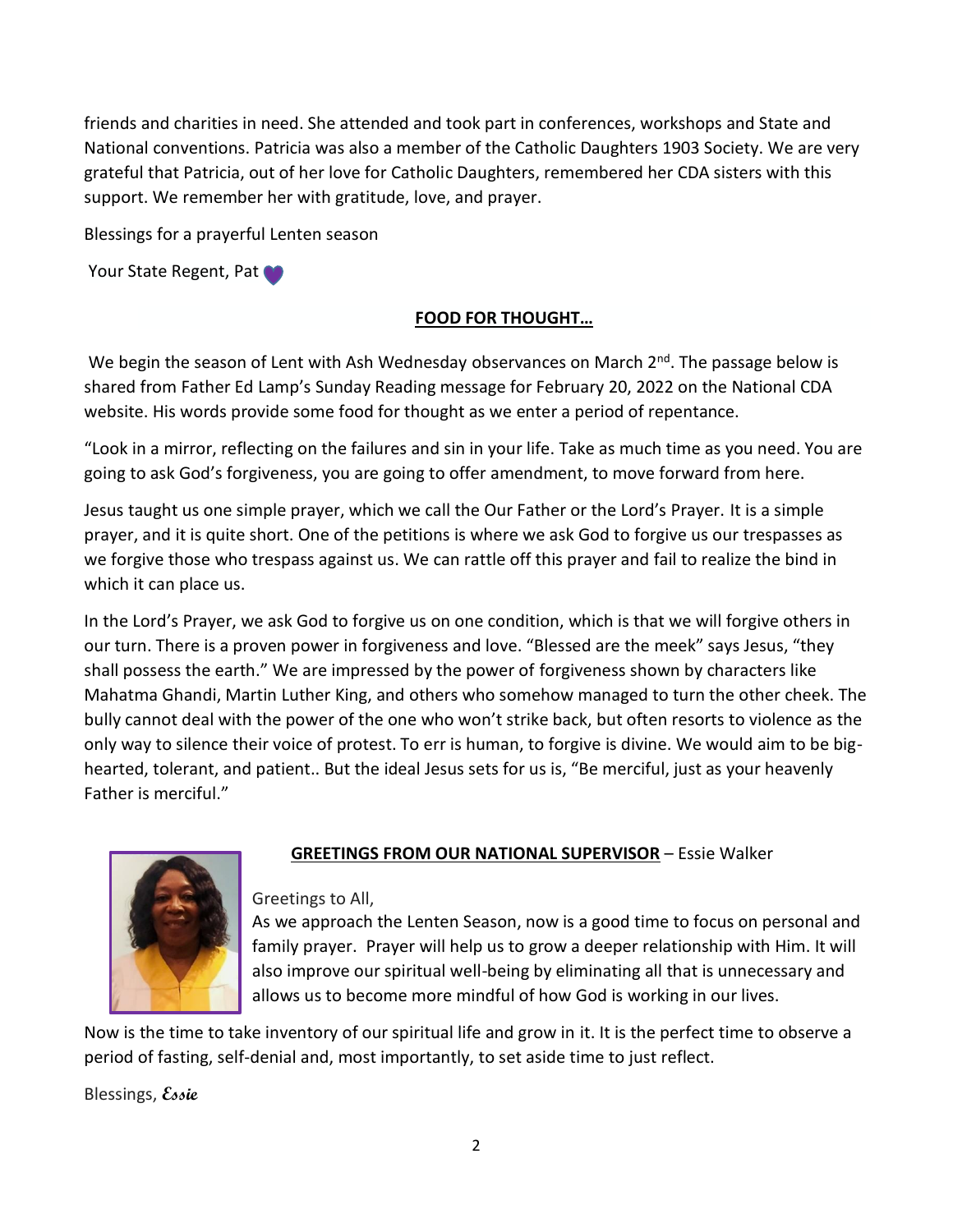friends and charities in need. She attended and took part in conferences, workshops and State and National conventions. Patricia was also a member of the Catholic Daughters 1903 Society. We are very grateful that Patricia, out of her love for Catholic Daughters, remembered her CDA sisters with this support. We remember her with gratitude, love, and prayer.

Blessings for a prayerful Lenten season

Your State Regent, Pat 💜

## FOOD FOR THOUGHT…

We begin the season of Lent with Ash Wednesday observances on March 2nd. The passage below is shared from Father Ed Lamp's Sunday Reading message for February 20, 2022 on the National CDA website. His words provide some food for thought as we enter a period of repentance.

"Look in a mirror, reflecting on the failures and sin in your life. Take as much time as you need. You are going to ask God's forgiveness, you are going to offer amendment, to move forward from here.

Jesus taught us one simple prayer, which we call the Our Father or the Lord's Prayer. It is a simple prayer, and it is quite short. One of the petitions is where we ask God to forgive us our trespasses as we forgive those who trespass against us. We can rattle off this prayer and fail to realize the bind in which it can place us.

In the Lord's Prayer, we ask God to forgive us on one condition, which is that we will forgive others in our turn. There is a proven power in forgiveness and love. "Blessed are the meek" says Jesus, "they shall possess the earth." We are impressed by the power of forgiveness shown by characters like Mahatma Ghandi, Martin Luther King, and others who somehow managed to turn the other cheek. The bully cannot deal with the power of the one who won't strike back, but often resorts to violence as the only way to silence their voice of protest. To err is human, to forgive is divine. We would aim to be big-hearted, tolerant, and patient.. But the ideal Jesus sets for us is, "Be merciful, just as your heavenly Father is merciful."

## GREETINGS FROM OUR NATIONAL SUPERVISOR – Essie Walker

Greetings to All,

As we approach the Lenten Season, now is a good time to focus on personal and family prayer. Prayer will help us to grow a deeper relationship with Him. It will also improve our spiritual well-being by eliminating all that is unnecessary and allows us to become more mindful of how God is working in our lives.

Now is the time to take inventory of our spiritual life and grow in it. It is the perfect time to observe a period of fasting, self-denial and, most importantly, to set aside time to just reflect.

Blessings, *Essie*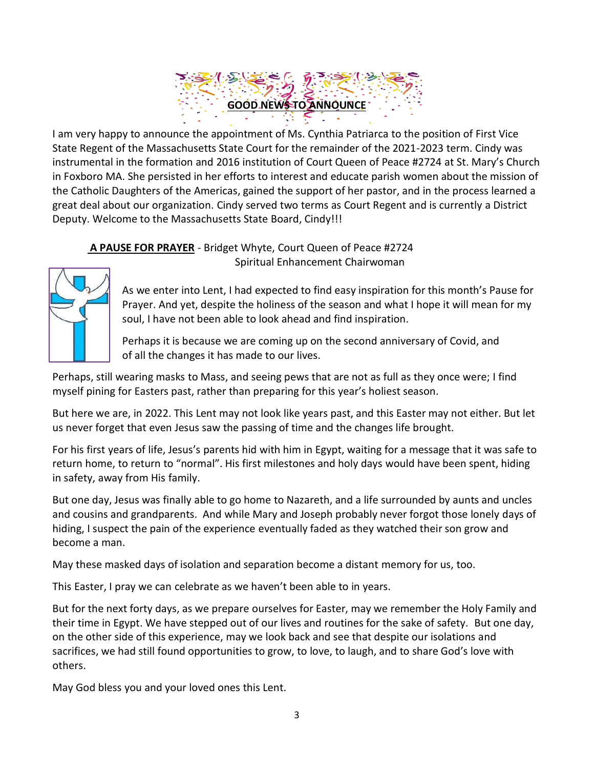## GOOD NEWS TO ANNOUNCE

I am very happy to announce the appointment of Ms. Cynthia Patriarca to the position of First Vice State Regent of the Massachusetts State Court for the remainder of the 2021-2023 term. Cindy was instrumental in the formation and 2016 institution of Court Queen of Peace #2724 at St. Mary's Church in Foxboro MA. She persisted in her efforts to interest and educate parish women about the mission of the Catholic Daughters of the Americas, gained the support of her pastor, and in the process learned a great deal about our organization. Cindy served two terms as Court Regent and is currently a District Deputy. Welcome to the Massachusetts State Board, Cindy!!!

**A PAUSE FOR PRAYER** - Bridget Whyte, Court Queen of Peace #2724
Spiritual Enhancement Chairwoman

As we enter into Lent, I had expected to find easy inspiration for this month's Pause for Prayer. And yet, despite the holiness of the season and what I hope it will mean for my soul, I have not been able to look ahead and find inspiration.

Perhaps it is because we are coming up on the second anniversary of Covid, and of all the changes it has made to our lives.

Perhaps, still wearing masks to Mass, and seeing pews that are not as full as they once were; I find myself pining for Easters past, rather than preparing for this year's holiest season.

But here we are, in 2022. This Lent may not look like years past, and this Easter may not either. But let us never forget that even Jesus saw the passing of time and the changes life brought.

For his first years of life, Jesus's parents hid with him in Egypt, waiting for a message that it was safe to return home, to return to "normal". His first milestones and holy days would have been spent, hiding in safety, away from His family.

But one day, Jesus was finally able to go home to Nazareth, and a life surrounded by aunts and uncles and cousins and grandparents. And while Mary and Joseph probably never forgot those lonely days of hiding, I suspect the pain of the experience eventually faded as they watched their son grow and become a man.

May these masked days of isolation and separation become a distant memory for us, too.

This Easter, I pray we can celebrate as we haven't been able to in years.

But for the next forty days, as we prepare ourselves for Easter, may we remember the Holy Family and their time in Egypt. We have stepped out of our lives and routines for the sake of safety. But one day, on the other side of this experience, may we look back and see that despite our isolations and sacrifices, we had still found opportunities to grow, to love, to laugh, and to share God's love with others.

May God bless you and your loved ones this Lent.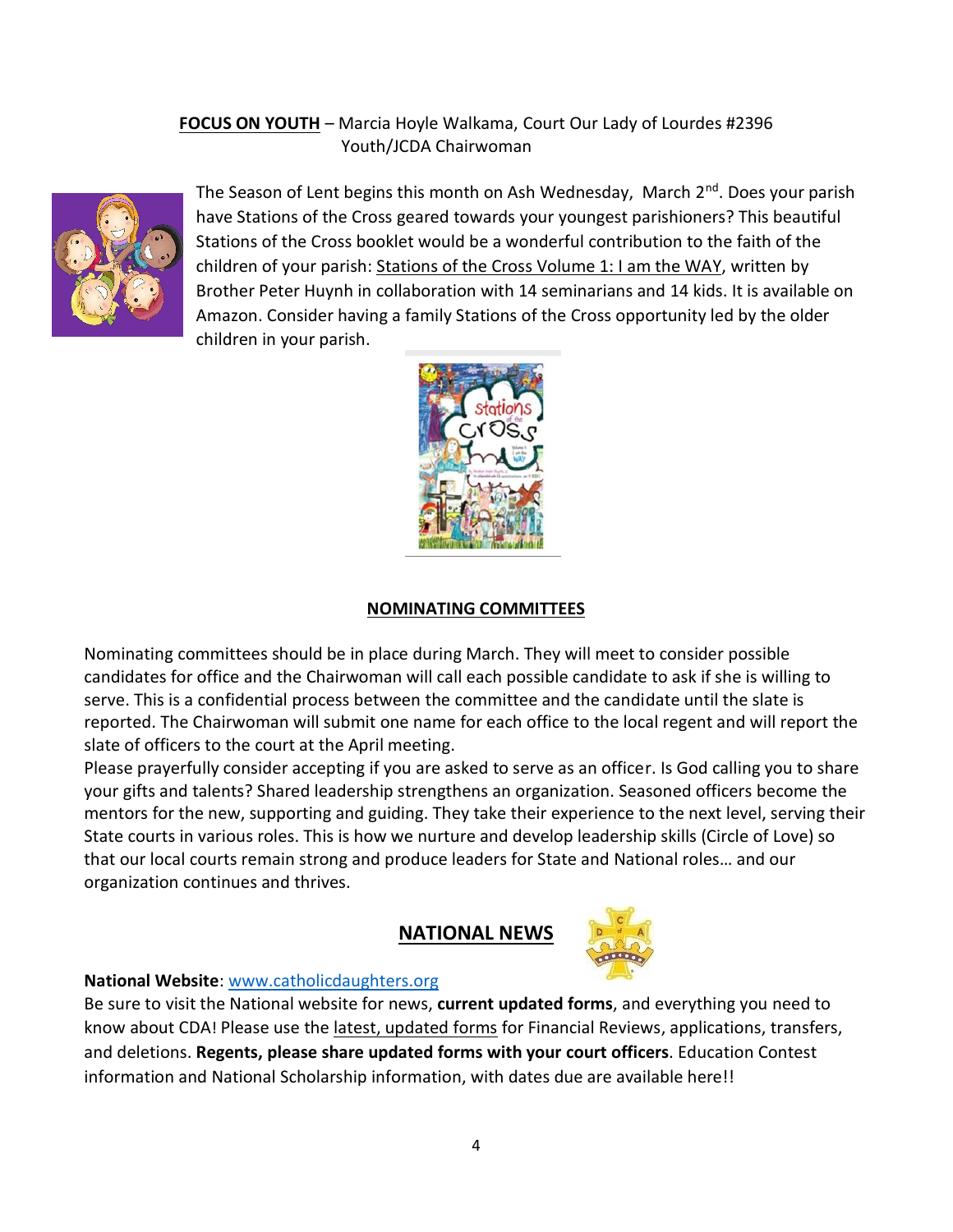**FOCUS ON YOUTH** – Marcia Hoyle Walkama, Court Our Lady of Lourdes #2396
Youth/JCDA Chairwoman

The Season of Lent begins this month on Ash Wednesday, March 2nd. Does your parish have Stations of the Cross geared towards your youngest parishioners? This beautiful Stations of the Cross booklet would be a wonderful contribution to the faith of the children of your parish: Stations of the Cross Volume 1: I am the WAY, written by Brother Peter Huynh in collaboration with 14 seminarians and 14 kids. It is available on Amazon. Consider having a family Stations of the Cross opportunity led by the older children in your parish.

## NOMINATING COMMITTEES

Nominating committees should be in place during March. They will meet to consider possible candidates for office and the Chairwoman will call each possible candidate to ask if she is willing to serve. This is a confidential process between the committee and the candidate until the slate is reported. The Chairwoman will submit one name for each office to the local regent and will report the slate of officers to the court at the April meeting.

Please prayerfully consider accepting if you are asked to serve as an officer. Is God calling you to share your gifts and talents? Shared leadership strengthens an organization. Seasoned officers become the mentors for the new, supporting and guiding. They take their experience to the next level, serving their State courts in various roles. This is how we nurture and develop leadership skills (Circle of Love) so that our local courts remain strong and produce leaders for State and National roles… and our organization continues and thrives.

## NATIONAL NEWS

**National Website**: www.catholicdaughters.org

Be sure to visit the National website for news, **current updated forms**, and everything you need to know about CDA! Please use the latest, updated forms for Financial Reviews, applications, transfers, and deletions. **Regents, please share updated forms with your court officers**. Education Contest information and National Scholarship information, with dates due are available here!!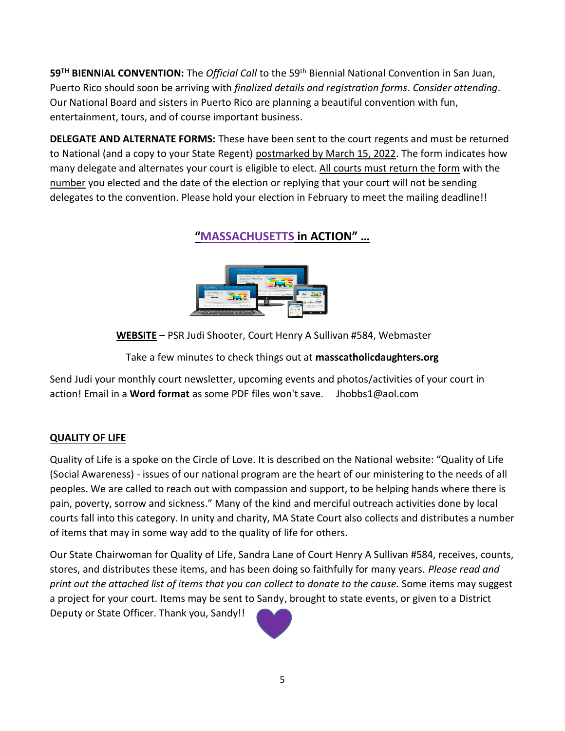**59TH BIENNIAL CONVENTION:** The *Official Call* to the 59th Biennial National Convention in San Juan, Puerto Rico should soon be arriving with *finalized details and registration forms*. *Consider attending*. Our National Board and sisters in Puerto Rico are planning a beautiful convention with fun, entertainment, tours, and of course important business.

**DELEGATE AND ALTERNATE FORMS:** These have been sent to the court regents and must be returned to National (and a copy to your State Regent) postmarked by March 15, 2022. The form indicates how many delegate and alternates your court is eligible to elect. All courts must return the form with the number you elected and the date of the election or replying that your court will not be sending delegates to the convention. Please hold your election in February to meet the mailing deadline!!

## "MASSACHUSETTS in ACTION" …

**WEBSITE** – PSR Judi Shooter, Court Henry A Sullivan #584, Webmaster

Take a few minutes to check things out at **masscatholicdaughters.org**

Send Judi your monthly court newsletter, upcoming events and photos/activities of your court in action! Email in a **Word format** as some PDF files won't save. Jhobbs1@aol.com

**QUALITY OF LIFE**

Quality of Life is a spoke on the Circle of Love. It is described on the National website: "Quality of Life (Social Awareness) - issues of our national program are the heart of our ministering to the needs of all peoples. We are called to reach out with compassion and support, to be helping hands where there is pain, poverty, sorrow and sickness." Many of the kind and merciful outreach activities done by local courts fall into this category. In unity and charity, MA State Court also collects and distributes a number of items that may in some way add to the quality of life for others.

Our State Chairwoman for Quality of Life, Sandra Lane of Court Henry A Sullivan #584, receives, counts, stores, and distributes these items, and has been doing so faithfully for many years. *Please read and print out the attached list of items that you can collect to donate to the cause.* Some items may suggest a project for your court. Items may be sent to Sandy, brought to state events, or given to a District Deputy or State Officer. Thank you, Sandy!!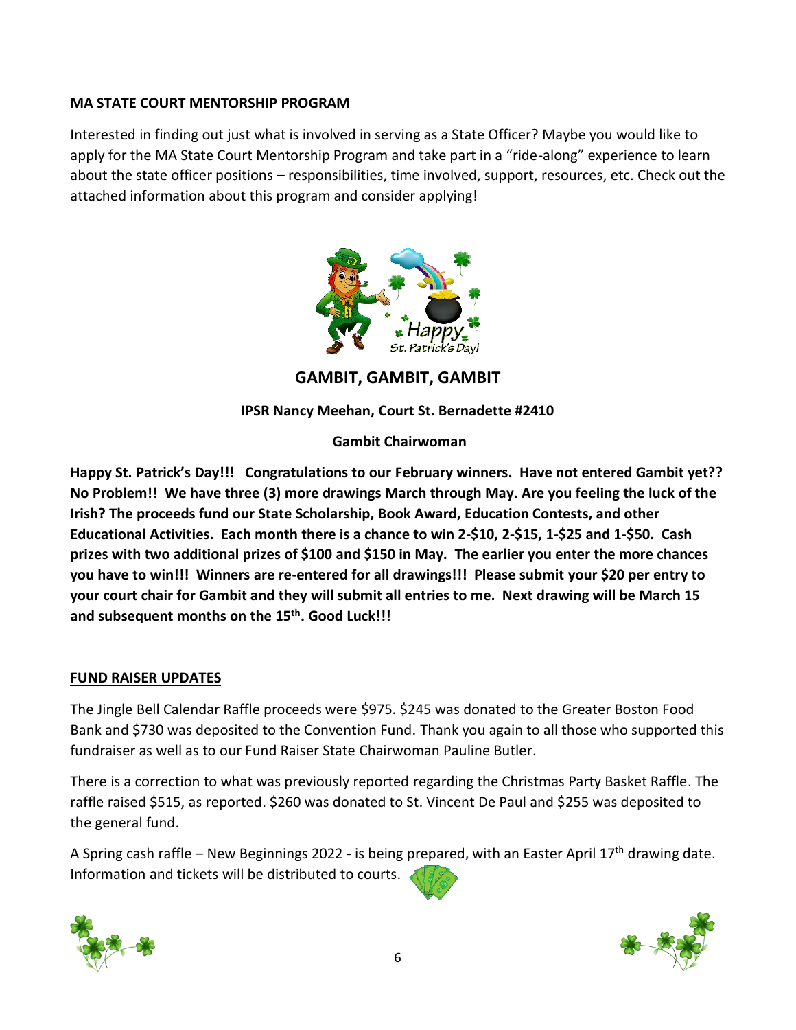## MA STATE COURT MENTORSHIP PROGRAM

Interested in finding out just what is involved in serving as a State Officer? Maybe you would like to apply for the MA State Court Mentorship Program and take part in a "ride-along" experience to learn about the state officer positions – responsibilities, time involved, support, resources, etc. Check out the attached information about this program and consider applying!

## GAMBIT, GAMBIT, GAMBIT

**IPSR Nancy Meehan, Court St. Bernadette #2410**

**Gambit Chairwoman**

**Happy St. Patrick's Day!!! Congratulations to our February winners. Have not entered Gambit yet?? No Problem!! We have three (3) more drawings March through May. Are you feeling the luck of the Irish? The proceeds fund our State Scholarship, Book Award, Education Contests, and other Educational Activities. Each month there is a chance to win 2-$10, 2-$15, 1-$25 and 1-$50. Cash prizes with two additional prizes of $100 and $150 in May. The earlier you enter the more chances you have to win!!! Winners are re-entered for all drawings!!! Please submit your $20 per entry to your court chair for Gambit and they will submit all entries to me. Next drawing will be March 15 and subsequent months on the 15th. Good Luck!!!**

## FUND RAISER UPDATES

The Jingle Bell Calendar Raffle proceeds were $975. $245 was donated to the Greater Boston Food Bank and $730 was deposited to the Convention Fund. Thank you again to all those who supported this fundraiser as well as to our Fund Raiser State Chairwoman Pauline Butler.

There is a correction to what was previously reported regarding the Christmas Party Basket Raffle. The raffle raised $515, as reported. $260 was donated to St. Vincent De Paul and $255 was deposited to the general fund.

A Spring cash raffle – New Beginnings 2022 - is being prepared, with an Easter April 17th drawing date. Information and tickets will be distributed to courts.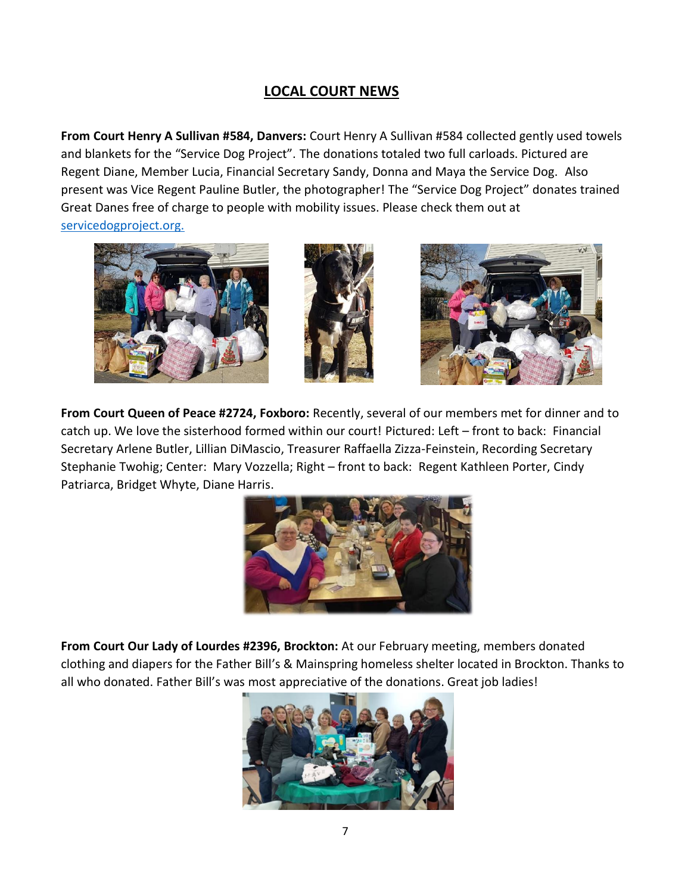## LOCAL COURT NEWS

**From Court Henry A Sullivan #584, Danvers:** Court Henry A Sullivan #584 collected gently used towels and blankets for the "Service Dog Project". The donations totaled two full carloads. Pictured are Regent Diane, Member Lucia, Financial Secretary Sandy, Donna and Maya the Service Dog. Also present was Vice Regent Pauline Butler, the photographer! The "Service Dog Project" donates trained Great Danes free of charge to people with mobility issues. Please check them out at [servicedogproject.org.](servicedogproject.org)

**From Court Queen of Peace #2724, Foxboro:** Recently, several of our members met for dinner and to catch up. We love the sisterhood formed within our court! Pictured: Left – front to back: Financial Secretary Arlene Butler, Lillian DiMascio, Treasurer Raffaella Zizza-Feinstein, Recording Secretary Stephanie Twohig; Center: Mary Vozzella; Right – front to back: Regent Kathleen Porter, Cindy Patriarca, Bridget Whyte, Diane Harris.

**From Court Our Lady of Lourdes #2396, Brockton:** At our February meeting, members donated clothing and diapers for the Father Bill's & Mainspring homeless shelter located in Brockton. Thanks to all who donated. Father Bill's was most appreciative of the donations. Great job ladies!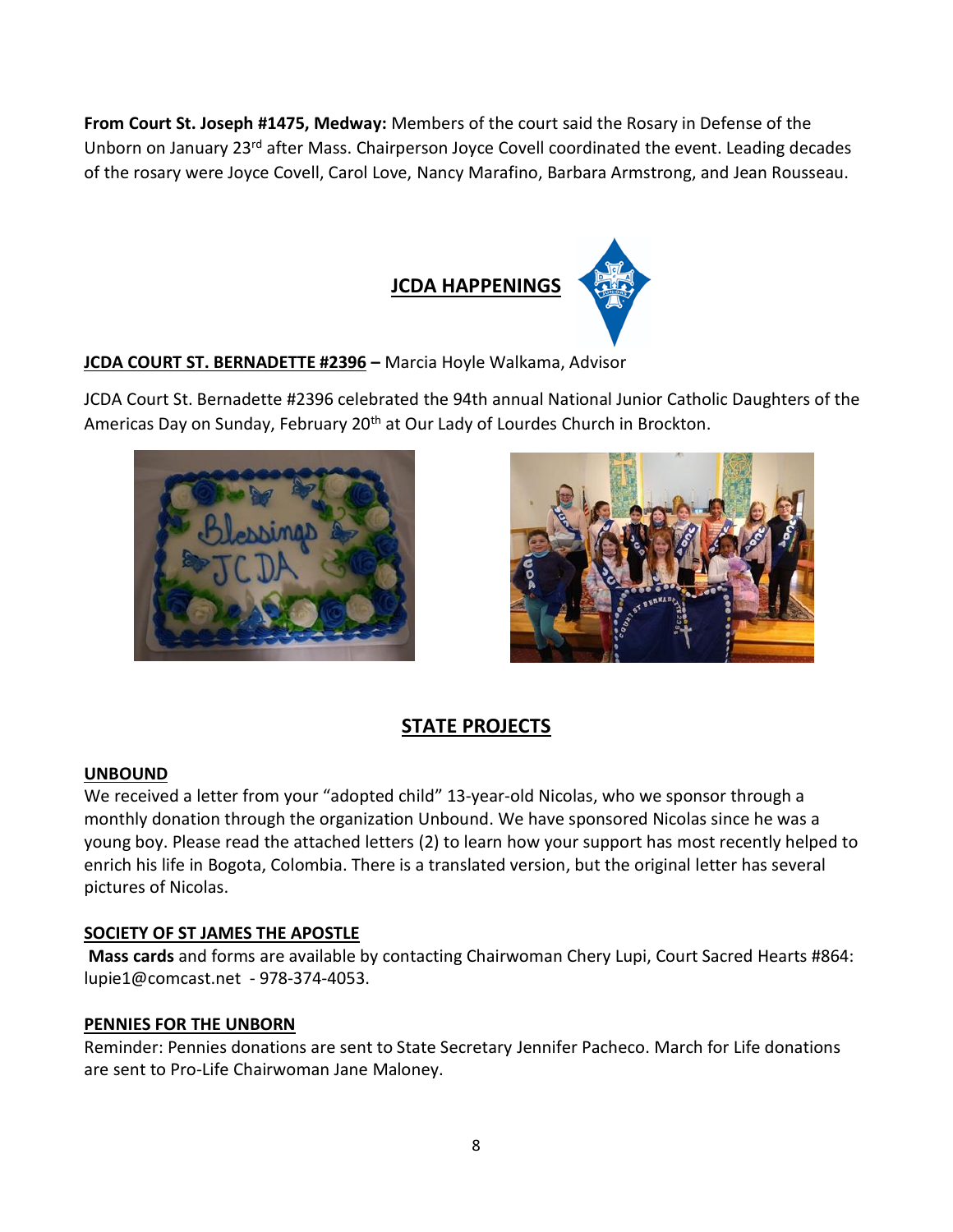**From Court St. Joseph #1475, Medway:** Members of the court said the Rosary in Defense of the Unborn on January 23rd after Mass. Chairperson Joyce Covell coordinated the event. Leading decades of the rosary were Joyce Covell, Carol Love, Nancy Marafino, Barbara Armstrong, and Jean Rousseau.

## JCDA HAPPENINGS

**JCDA COURT ST. BERNADETTE #2396 –** Marcia Hoyle Walkama, Advisor

JCDA Court St. Bernadette #2396 celebrated the 94th annual National Junior Catholic Daughters of the Americas Day on Sunday, February 20th at Our Lady of Lourdes Church in Brockton.

## STATE PROJECTS

**UNBOUND**

We received a letter from your "adopted child" 13-year-old Nicolas, who we sponsor through a monthly donation through the organization Unbound. We have sponsored Nicolas since he was a young boy. Please read the attached letters (2) to learn how your support has most recently helped to enrich his life in Bogota, Colombia. There is a translated version, but the original letter has several pictures of Nicolas.

**SOCIETY OF ST JAMES THE APOSTLE**

**Mass cards** and forms are available by contacting Chairwoman Chery Lupi, Court Sacred Hearts #864: lupie1@comcast.net - 978-374-4053.

**PENNIES FOR THE UNBORN**

Reminder: Pennies donations are sent to State Secretary Jennifer Pacheco. March for Life donations are sent to Pro-Life Chairwoman Jane Maloney.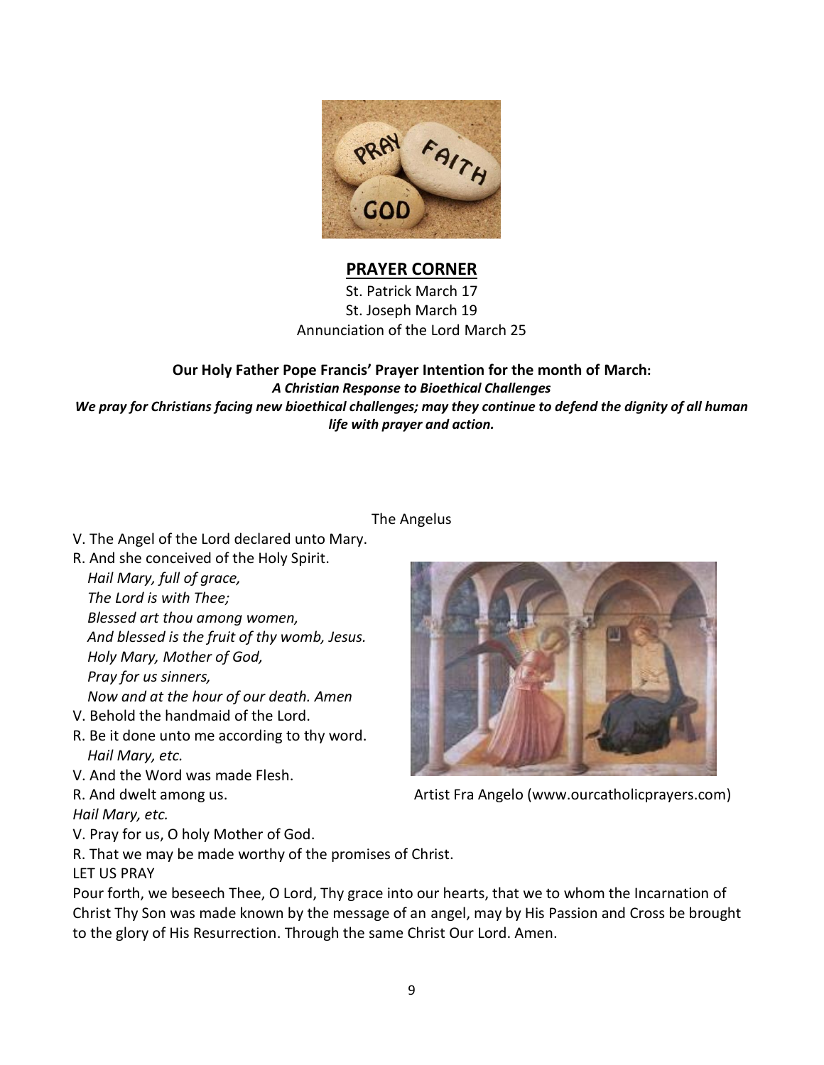## PRAYER CORNER

St. Patrick March 17
St. Joseph March 19
Annunciation of the Lord March 25

**Our Holy Father Pope Francis' Prayer Intention for the month of March:**
***A Christian Response to Bioethical Challenges***
***We pray for Christians facing new bioethical challenges; may they continue to defend the dignity of all human life with prayer and action.***

The Angelus

V. The Angel of the Lord declared unto Mary.
R. And she conceived of the Holy Spirit.
*Hail Mary, full of grace,*
*The Lord is with Thee;*
*Blessed art thou among women,*
*And blessed is the fruit of thy womb, Jesus.*
*Holy Mary, Mother of God,*
*Pray for us sinners,*
*Now and at the hour of our death. Amen*
V. Behold the handmaid of the Lord.
R. Be it done unto me according to thy word.
*Hail Mary, etc.*
V. And the Word was made Flesh.
R. And dwelt among us.
*Hail Mary, etc.*
V. Pray for us, O holy Mother of God.
R. That we may be made worthy of the promises of Christ.
LET US PRAY
Pour forth, we beseech Thee, O Lord, Thy grace into our hearts, that we to whom the Incarnation of Christ Thy Son was made known by the message of an angel, may by His Passion and Cross be brought to the glory of His Resurrection. Through the same Christ Our Lord. Amen.

Artist Fra Angelo (www.ourcatholicprayers.com)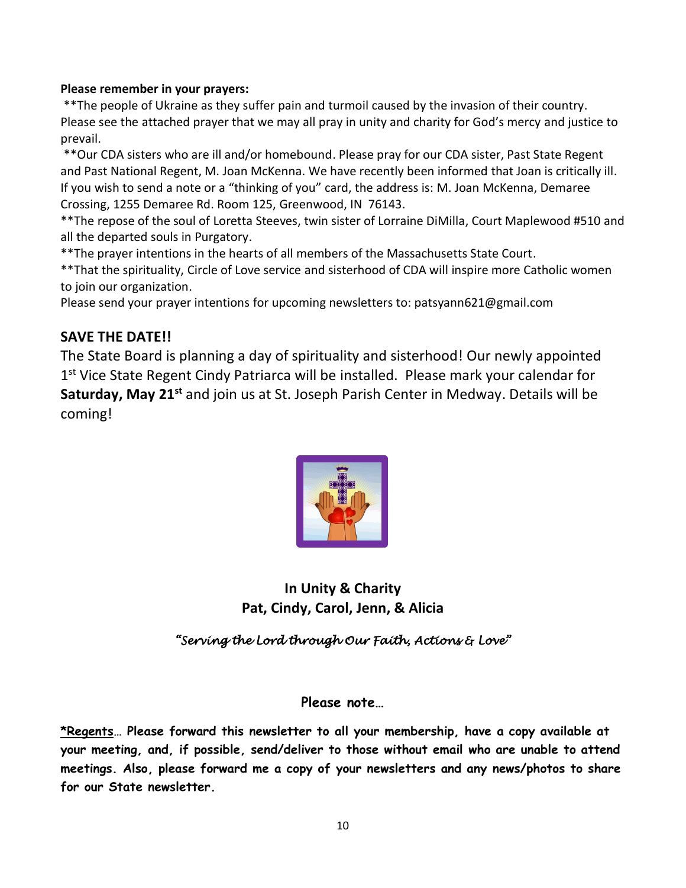**Please remember in your prayers:**

**The people of Ukraine as they suffer pain and turmoil caused by the invasion of their country. Please see the attached prayer that we may all pray in unity and charity for God's mercy and justice to prevail.

**Our CDA sisters who are ill and/or homebound. Please pray for our CDA sister, Past State Regent and Past National Regent, M. Joan McKenna. We have recently been informed that Joan is critically ill. If you wish to send a note or a "thinking of you" card, the address is: M. Joan McKenna, Demaree Crossing, 1255 Demaree Rd. Room 125, Greenwood, IN 76143.

**The repose of the soul of Loretta Steeves, twin sister of Lorraine DiMilla, Court Maplewood #510 and all the departed souls in Purgatory.

**The prayer intentions in the hearts of all members of the Massachusetts State Court.

**That the spirituality, Circle of Love service and sisterhood of CDA will inspire more Catholic women to join our organization.

Please send your prayer intentions for upcoming newsletters to: patsyann621@gmail.com

## SAVE THE DATE!!

The State Board is planning a day of spirituality and sisterhood! Our newly appointed 1st Vice State Regent Cindy Patriarca will be installed. Please mark your calendar for **Saturday, May 21st** and join us at St. Joseph Parish Center in Medway. Details will be coming!

**In Unity & Charity**
**Pat, Cindy, Carol, Jenn, & Alicia**

*"Serving the Lord through Our Faith, Actions & Love"*

**Please note…**

**<u>*Regents</u>… Please forward this newsletter to all your membership, have a copy available at your meeting, and, if possible, send/deliver to those without email who are unable to attend meetings. Also, please forward me a copy of your newsletters and any news/photos to share for our State newsletter.**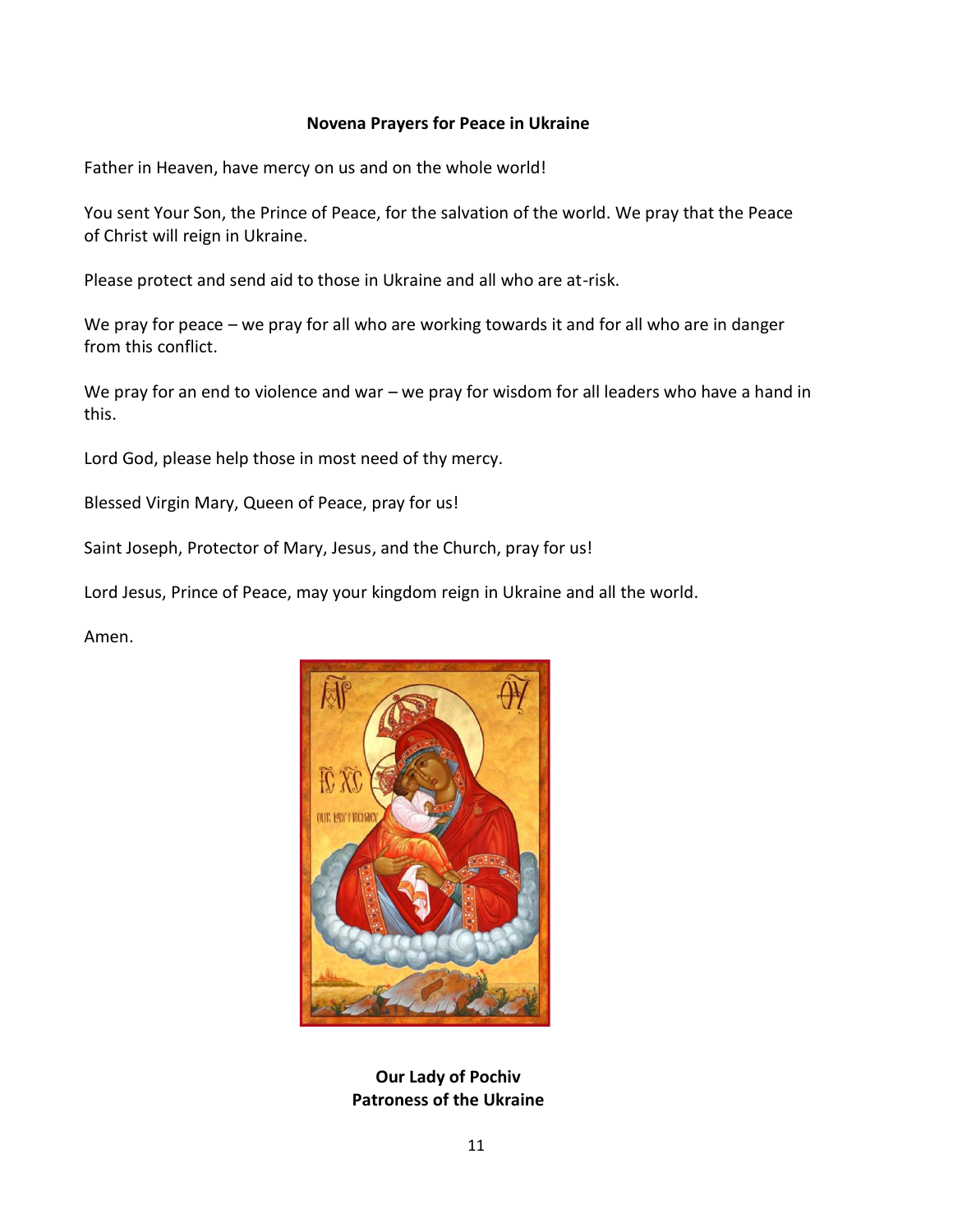**Novena Prayers for Peace in Ukraine**

Father in Heaven, have mercy on us and on the whole world!

You sent Your Son, the Prince of Peace, for the salvation of the world. We pray that the Peace of Christ will reign in Ukraine.

Please protect and send aid to those in Ukraine and all who are at-risk.

We pray for peace – we pray for all who are working towards it and for all who are in danger from this conflict.

We pray for an end to violence and war – we pray for wisdom for all leaders who have a hand in this.

Lord God, please help those in most need of thy mercy.

Blessed Virgin Mary, Queen of Peace, pray for us!

Saint Joseph, Protector of Mary, Jesus, and the Church, pray for us!

Lord Jesus, Prince of Peace, may your kingdom reign in Ukraine and all the world.

Amen.

**Our Lady of Pochiv**
**Patroness of the Ukraine**